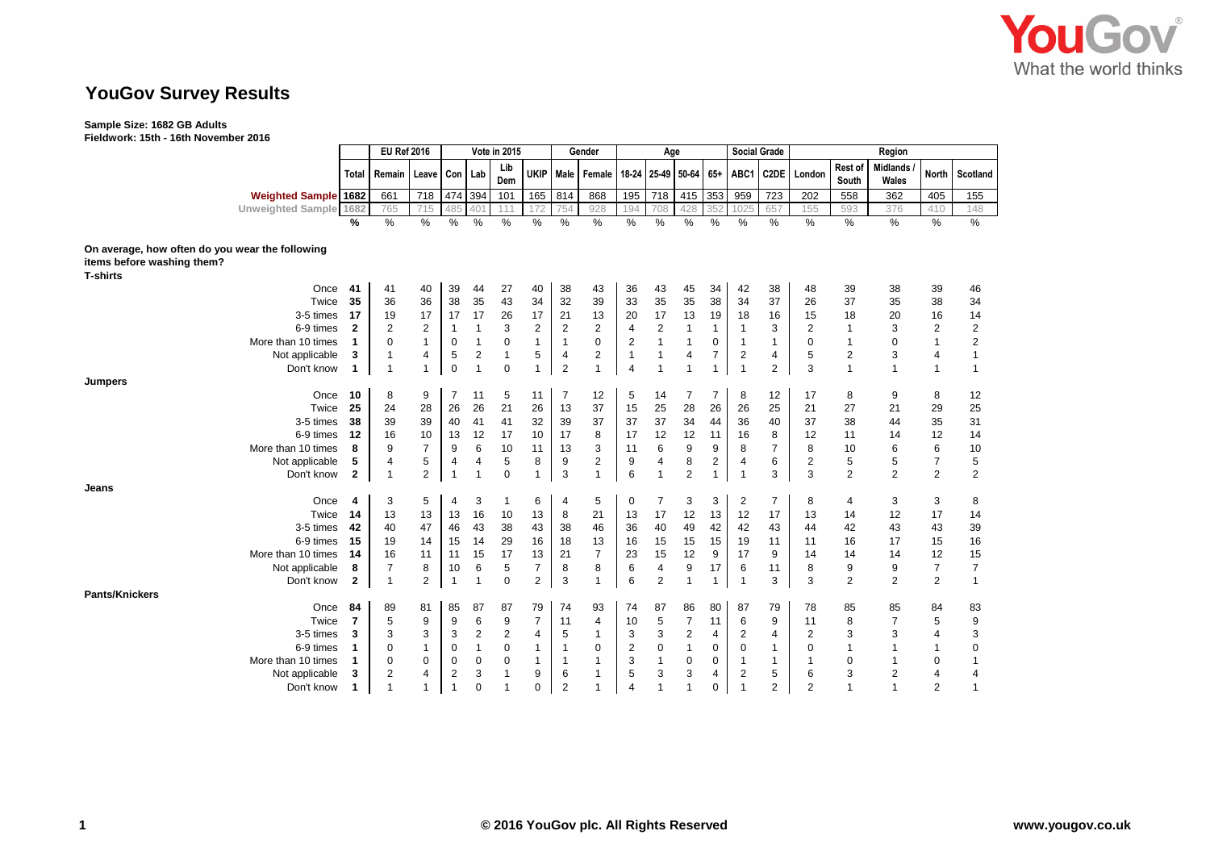# YouGov Survey Results

**Sample Size: 1682 GB Adults**
**Fieldwork: 15th - 16th November 2016**

| | Total | EU Ref 2016 | | Vote in 2015 | | | | Gender | | Age | | | | Social Grade | | Region | | | | |
|---|---|---|---|---|---|---|---|---|---|---|---|---|---|---|---|---|---|---|---|---|
| | Total | Remain | Leave | Con | Lab | Lib Dem | UKIP | Male | Female | 18-24 | 25-49 | 50-64 | 65+ | ABC1 | C2DE | London | Rest of South | Midlands / Wales | North | Scotland |
| Weighted Sample | 1682 | 661 | 718 | 474 | 394 | 101 | 165 | 814 | 868 | 195 | 718 | 415 | 353 | 959 | 723 | 202 | 558 | 362 | 405 | 155 |
| Unweighted Sample | 1682 | 765 | 715 | 485 | 401 | 111 | 172 | 754 | 928 | 194 | 708 | 428 | 352 | 1025 | 657 | 155 | 593 | 376 | 410 | 148 |
| | % | % | % | % | % | % | % | % | % | % | % | % | % | % | % | % | % | % | % | % |
| **On average, how often do you wear the following items before washing them?** | | | | | | | | | | | | | | | | | | | | |
| **T-shirts** | | | | | | | | | | | | | | | | | | | | |
| Once | 41 | 41 | 40 | 39 | 44 | 27 | 40 | 38 | 43 | 36 | 43 | 45 | 34 | 42 | 38 | 48 | 39 | 38 | 39 | 46 |
| Twice | 35 | 36 | 36 | 38 | 35 | 43 | 34 | 32 | 39 | 33 | 35 | 35 | 38 | 34 | 37 | 26 | 37 | 35 | 38 | 34 |
| 3-5 times | 17 | 19 | 17 | 17 | 17 | 26 | 17 | 21 | 13 | 20 | 17 | 13 | 19 | 18 | 16 | 15 | 18 | 20 | 16 | 14 |
| 6-9 times | 2 | 2 | 2 | 1 | 1 | 3 | 2 | 2 | 2 | 4 | 2 | 1 | 1 | 1 | 3 | 2 | 1 | 3 | 2 | 2 |
| More than 10 times | 1 | 0 | 1 | 0 | 1 | 0 | 1 | 1 | 0 | 2 | 1 | 1 | 0 | 1 | 1 | 0 | 1 | 0 | 1 | 2 |
| Not applicable | 3 | 1 | 4 | 5 | 2 | 1 | 5 | 4 | 2 | 1 | 1 | 4 | 7 | 2 | 4 | 5 | 2 | 3 | 4 | 1 |
| Don't know | 1 | 1 | 1 | 0 | 1 | 0 | 1 | 2 | 1 | 4 | 1 | 1 | 1 | 1 | 2 | 3 | 1 | 1 | 1 | 1 |
| **Jumpers** | | | | | | | | | | | | | | | | | | | | |
| Once | 10 | 8 | 9 | 7 | 11 | 5 | 11 | 7 | 12 | 5 | 14 | 7 | 7 | 8 | 12 | 17 | 8 | 9 | 8 | 12 |
| Twice | 25 | 24 | 28 | 26 | 26 | 21 | 26 | 13 | 37 | 15 | 25 | 28 | 26 | 26 | 25 | 21 | 27 | 21 | 29 | 25 |
| 3-5 times | 38 | 39 | 39 | 40 | 41 | 41 | 32 | 39 | 37 | 37 | 37 | 34 | 44 | 36 | 40 | 37 | 38 | 44 | 35 | 31 |
| 6-9 times | 12 | 16 | 10 | 13 | 12 | 17 | 10 | 17 | 8 | 17 | 12 | 12 | 11 | 16 | 8 | 12 | 11 | 14 | 12 | 14 |
| More than 10 times | 8 | 9 | 7 | 9 | 6 | 10 | 11 | 13 | 3 | 11 | 6 | 9 | 9 | 8 | 7 | 8 | 10 | 6 | 6 | 10 |
| Not applicable | 5 | 4 | 5 | 4 | 4 | 5 | 8 | 9 | 2 | 9 | 4 | 8 | 2 | 4 | 6 | 2 | 5 | 5 | 7 | 5 |
| Don't know | 2 | 1 | 2 | 1 | 1 | 0 | 1 | 3 | 1 | 6 | 1 | 2 | 1 | 1 | 3 | 3 | 2 | 2 | 2 | 2 |
| **Jeans** | | | | | | | | | | | | | | | | | | | | |
| Once | 4 | 3 | 5 | 4 | 3 | 1 | 6 | 4 | 5 | 0 | 7 | 3 | 3 | 2 | 7 | 8 | 4 | 3 | 3 | 8 |
| Twice | 14 | 13 | 13 | 13 | 16 | 10 | 13 | 8 | 21 | 13 | 17 | 12 | 13 | 12 | 17 | 13 | 14 | 12 | 17 | 14 |
| 3-5 times | 42 | 40 | 47 | 46 | 43 | 38 | 43 | 38 | 46 | 36 | 40 | 49 | 42 | 42 | 43 | 44 | 42 | 43 | 43 | 39 |
| 6-9 times | 15 | 19 | 14 | 15 | 14 | 29 | 16 | 18 | 13 | 16 | 15 | 15 | 15 | 19 | 11 | 11 | 16 | 17 | 15 | 16 |
| More than 10 times | 14 | 16 | 11 | 11 | 15 | 17 | 13 | 21 | 7 | 23 | 15 | 12 | 9 | 17 | 9 | 14 | 14 | 14 | 12 | 15 |
| Not applicable | 8 | 7 | 8 | 10 | 6 | 5 | 7 | 8 | 8 | 6 | 4 | 9 | 17 | 6 | 11 | 8 | 9 | 9 | 7 | 7 |
| Don't know | 2 | 1 | 2 | 1 | 1 | 0 | 2 | 3 | 1 | 6 | 2 | 1 | 1 | 1 | 3 | 3 | 2 | 2 | 2 | 1 |
| **Pants/Knickers** | | | | | | | | | | | | | | | | | | | | |
| Once | 84 | 89 | 81 | 85 | 87 | 87 | 79 | 74 | 93 | 74 | 87 | 86 | 80 | 87 | 79 | 78 | 85 | 85 | 84 | 83 |
| Twice | 7 | 5 | 9 | 9 | 6 | 9 | 7 | 11 | 4 | 10 | 5 | 7 | 11 | 6 | 9 | 11 | 8 | 7 | 5 | 9 |
| 3-5 times | 3 | 3 | 3 | 3 | 2 | 2 | 4 | 5 | 1 | 3 | 3 | 2 | 4 | 2 | 4 | 2 | 3 | 3 | 4 | 3 |
| 6-9 times | 1 | 0 | 1 | 0 | 1 | 0 | 1 | 1 | 0 | 2 | 0 | 1 | 0 | 0 | 1 | 0 | 1 | 1 | 1 | 0 |
| More than 10 times | 1 | 0 | 0 | 0 | 0 | 0 | 1 | 1 | 1 | 3 | 1 | 0 | 0 | 1 | 1 | 1 | 0 | 1 | 0 | 1 |
| Not applicable | 3 | 2 | 4 | 2 | 3 | 1 | 9 | 6 | 1 | 5 | 3 | 3 | 4 | 2 | 5 | 6 | 3 | 2 | 4 | 4 |
| Don't know | 1 | 1 | 1 | 1 | 0 | 1 | 0 | 2 | 1 | 4 | 1 | 1 | 0 | 1 | 2 | 2 | 1 | 1 | 2 | 1 |

© 2016 YouGov plc. All Rights Reserved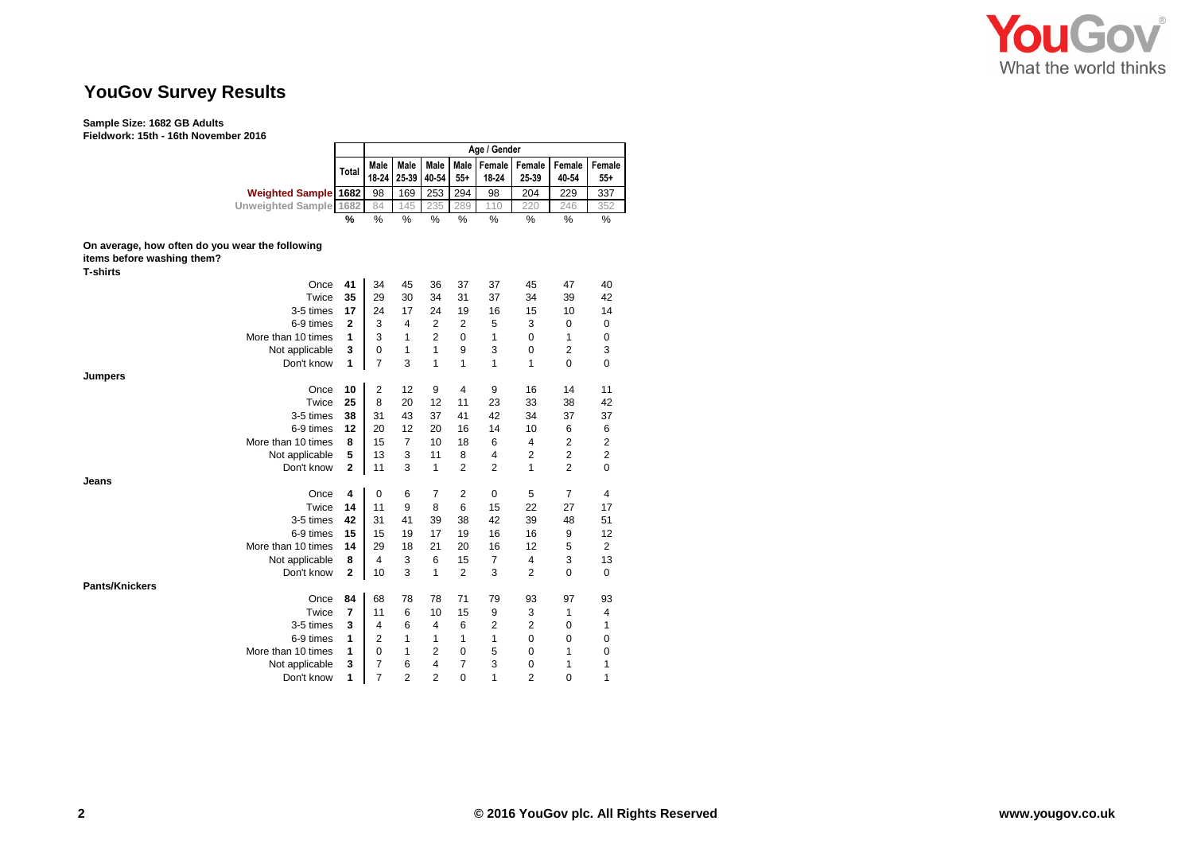## YouGov Survey Results

**Sample Size: 1682 GB Adults**
**Fieldwork: 15th - 16th November 2016**

| | Total | Age / Gender | | | | | | | |
|---|---|---|---|---|---|---|---|---|---|
| | | Male 18-24 | Male 25-39 | Male 40-54 | Male 55+ | Female 18-24 | Female 25-39 | Female 40-54 | Female 55+ |
| Weighted Sample | 1682 | 98 | 169 | 253 | 294 | 98 | 204 | 229 | 337 |
| Unweighted Sample | 1682 | 84 | 145 | 235 | 289 | 110 | 220 | 246 | 352 |
| | % | % | % | % | % | % | % | % | % |
| **On average, how often do you wear the following items before washing them?** | | | | | | | | | |
| **T-shirts** | | | | | | | | | |
| Once | 41 | 34 | 45 | 36 | 37 | 37 | 45 | 47 | 40 |
| Twice | 35 | 29 | 30 | 34 | 31 | 37 | 34 | 39 | 42 |
| 3-5 times | 17 | 24 | 17 | 24 | 19 | 16 | 15 | 10 | 14 |
| 6-9 times | 2 | 3 | 4 | 2 | 2 | 5 | 3 | 0 | 0 |
| More than 10 times | 1 | 3 | 1 | 2 | 0 | 1 | 0 | 1 | 0 |
| Not applicable | 3 | 0 | 1 | 1 | 9 | 3 | 0 | 2 | 3 |
| Don't know | 1 | 7 | 3 | 1 | 1 | 1 | 1 | 0 | 0 |
| **Jumpers** | | | | | | | | | |
| Once | 10 | 2 | 12 | 9 | 4 | 9 | 16 | 14 | 11 |
| Twice | 25 | 8 | 20 | 12 | 11 | 23 | 33 | 38 | 42 |
| 3-5 times | 38 | 31 | 43 | 37 | 41 | 42 | 34 | 37 | 37 |
| 6-9 times | 12 | 20 | 12 | 20 | 16 | 14 | 10 | 6 | 6 |
| More than 10 times | 8 | 15 | 7 | 10 | 18 | 6 | 4 | 2 | 2 |
| Not applicable | 5 | 13 | 3 | 11 | 8 | 4 | 2 | 2 | 2 |
| Don't know | 2 | 11 | 3 | 1 | 2 | 2 | 1 | 2 | 0 |
| **Jeans** | | | | | | | | | |
| Once | 4 | 0 | 6 | 7 | 2 | 0 | 5 | 7 | 4 |
| Twice | 14 | 11 | 9 | 8 | 6 | 15 | 22 | 27 | 17 |
| 3-5 times | 42 | 31 | 41 | 39 | 38 | 42 | 39 | 48 | 51 |
| 6-9 times | 15 | 15 | 19 | 17 | 19 | 16 | 16 | 9 | 12 |
| More than 10 times | 14 | 29 | 18 | 21 | 20 | 16 | 12 | 5 | 2 |
| Not applicable | 8 | 4 | 3 | 6 | 15 | 7 | 4 | 3 | 13 |
| Don't know | 2 | 10 | 3 | 1 | 2 | 3 | 2 | 0 | 0 |
| **Pants/Knickers** | | | | | | | | | |
| Once | 84 | 68 | 78 | 78 | 71 | 79 | 93 | 97 | 93 |
| Twice | 7 | 11 | 6 | 10 | 15 | 9 | 3 | 1 | 4 |
| 3-5 times | 3 | 4 | 6 | 4 | 6 | 2 | 2 | 0 | 1 |
| 6-9 times | 1 | 2 | 1 | 1 | 1 | 1 | 0 | 0 | 0 |
| More than 10 times | 1 | 0 | 1 | 2 | 0 | 5 | 0 | 1 | 0 |
| Not applicable | 3 | 7 | 6 | 4 | 7 | 3 | 0 | 1 | 1 |
| Don't know | 1 | 7 | 2 | 2 | 0 | 1 | 2 | 0 | 1 |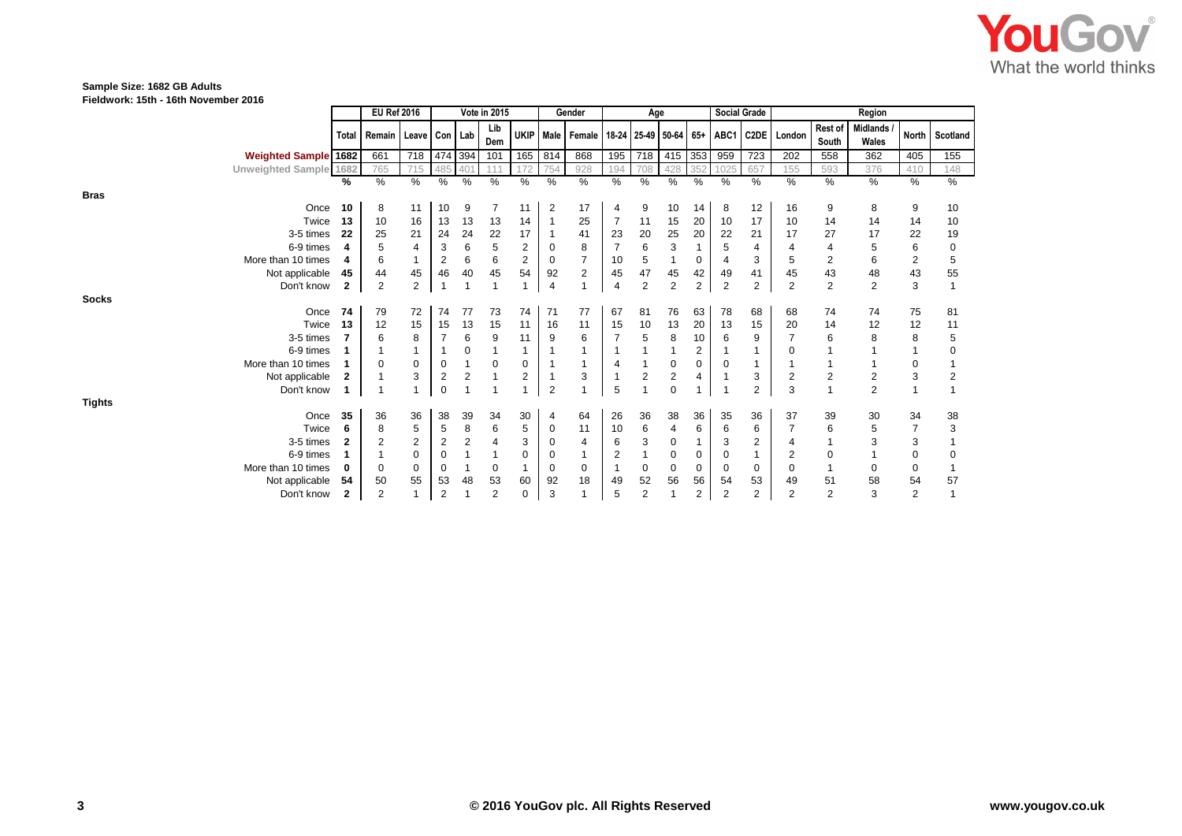Sample Size: 1682 GB Adults
Fieldwork: 15th - 16th November 2016

| | | EU Ref 2016 | | Vote in 2015 | | | | Gender | | Age | | | | Social Grade | | Region | | | | |
|---|---|---|---|---|---|---|---|---|---|---|---|---|---|---|---|---|---|---|---|---|
| | Total | Remain | Leave | Con | Lab | Lib Dem | UKIP | Male | Female | 18-24 | 25-49 | 50-64 | 65+ | ABC1 | C2DE | London | Rest of South | Midlands / Wales | North | Scotland |
| Weighted Sample | 1682 | 661 | 718 | 474 | 394 | 101 | 165 | 814 | 868 | 195 | 718 | 415 | 353 | 959 | 723 | 202 | 558 | 362 | 405 | 155 |
| Unweighted Sample | 1682 | 765 | 715 | 485 | 401 | 111 | 172 | 754 | 928 | 194 | 708 | 428 | 352 | 1025 | 657 | 155 | 593 | 376 | 410 | 148 |
| | % | % | % | % | % | % | % | % | % | % | % | % | % | % | % | % | % | % | % | % |
| **Bras** | | | | | | | | | | | | | | | | | | | | |
| Once | 10 | 8 | 11 | 10 | 9 | 7 | 11 | 2 | 17 | 4 | 9 | 10 | 14 | 8 | 12 | 16 | 9 | 8 | 9 | 10 |
| Twice | 13 | 10 | 16 | 13 | 13 | 13 | 14 | 1 | 25 | 7 | 11 | 15 | 20 | 10 | 17 | 10 | 14 | 14 | 14 | 10 |
| 3-5 times | 22 | 25 | 21 | 24 | 24 | 22 | 17 | 1 | 41 | 23 | 20 | 25 | 20 | 22 | 21 | 17 | 27 | 17 | 22 | 19 |
| 6-9 times | 4 | 5 | 4 | 3 | 6 | 5 | 2 | 0 | 8 | 7 | 6 | 3 | 1 | 5 | 4 | 4 | 4 | 5 | 6 | 0 |
| More than 10 times | 4 | 6 | 1 | 2 | 6 | 6 | 2 | 0 | 7 | 10 | 5 | 1 | 0 | 4 | 3 | 5 | 2 | 6 | 2 | 5 |
| Not applicable | 45 | 44 | 45 | 46 | 40 | 45 | 54 | 92 | 2 | 45 | 47 | 45 | 42 | 49 | 41 | 45 | 43 | 48 | 43 | 55 |
| Don't know | 2 | 2 | 2 | 1 | 1 | 1 | 1 | 4 | 1 | 4 | 2 | 2 | 2 | 2 | 2 | 2 | 2 | 2 | 3 | 1 |
| **Socks** | | | | | | | | | | | | | | | | | | | | |
| Once | 74 | 79 | 72 | 74 | 77 | 73 | 74 | 71 | 77 | 67 | 81 | 76 | 63 | 78 | 68 | 68 | 74 | 74 | 75 | 81 |
| Twice | 13 | 12 | 15 | 15 | 13 | 15 | 11 | 16 | 11 | 15 | 10 | 13 | 20 | 13 | 15 | 20 | 14 | 12 | 12 | 11 |
| 3-5 times | 7 | 6 | 8 | 7 | 6 | 9 | 11 | 9 | 6 | 7 | 5 | 8 | 10 | 6 | 9 | 7 | 6 | 8 | 8 | 5 |
| 6-9 times | 1 | 1 | 1 | 1 | 0 | 1 | 1 | 1 | 1 | 1 | 1 | 1 | 2 | 1 | 1 | 0 | 1 | 1 | 1 | 0 |
| More than 10 times | 1 | 0 | 0 | 0 | 1 | 0 | 0 | 1 | 1 | 4 | 1 | 0 | 0 | 0 | 1 | 1 | 1 | 1 | 0 | 1 |
| Not applicable | 2 | 1 | 3 | 2 | 2 | 1 | 2 | 1 | 3 | 1 | 2 | 2 | 4 | 1 | 3 | 2 | 2 | 2 | 3 | 2 |
| Don't know | 1 | 1 | 1 | 0 | 1 | 1 | 1 | 2 | 1 | 5 | 1 | 0 | 1 | 1 | 2 | 3 | 1 | 2 | 1 | 1 |
| **Tights** | | | | | | | | | | | | | | | | | | | | |
| Once | 35 | 36 | 36 | 38 | 39 | 34 | 30 | 4 | 64 | 26 | 36 | 38 | 36 | 35 | 36 | 37 | 39 | 30 | 34 | 38 |
| Twice | 6 | 8 | 5 | 5 | 8 | 6 | 5 | 0 | 11 | 10 | 6 | 4 | 6 | 6 | 6 | 7 | 6 | 5 | 7 | 3 |
| 3-5 times | 2 | 2 | 2 | 2 | 2 | 4 | 3 | 0 | 4 | 6 | 3 | 0 | 1 | 3 | 2 | 4 | 1 | 3 | 3 | 1 |
| 6-9 times | 1 | 1 | 0 | 0 | 1 | 1 | 0 | 0 | 1 | 2 | 1 | 0 | 0 | 0 | 1 | 2 | 0 | 1 | 0 | 0 |
| More than 10 times | 0 | 0 | 0 | 0 | 1 | 0 | 1 | 0 | 0 | 1 | 0 | 0 | 0 | 0 | 0 | 0 | 1 | 0 | 0 | 1 |
| Not applicable | 54 | 50 | 55 | 53 | 48 | 53 | 60 | 92 | 18 | 49 | 52 | 56 | 56 | 54 | 53 | 49 | 51 | 58 | 54 | 57 |
| Don't know | 2 | 2 | 1 | 2 | 1 | 2 | 0 | 3 | 1 | 5 | 2 | 1 | 2 | 2 | 2 | 2 | 2 | 3 | 2 | 1 |

© 2016 YouGov plc. All Rights Reserved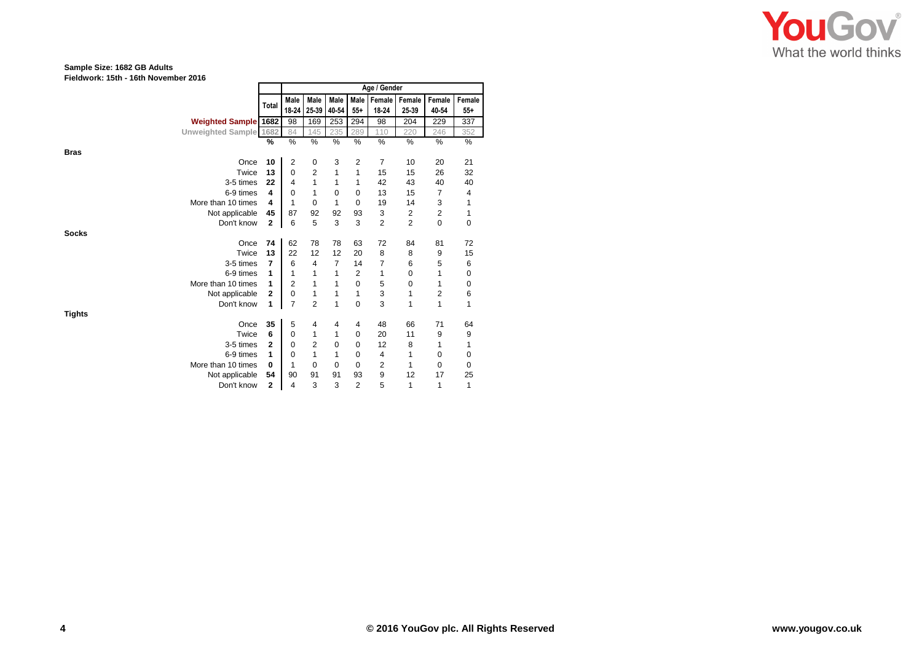**Sample Size: 1682 GB Adults**
**Fieldwork: 15th - 16th November 2016**

| | Total | Age / Gender | | | | | | | |
|---|---|---|---|---|---|---|---|---|---|
| | | Male 18-24 | Male 25-39 | Male 40-54 | Male 55+ | Female 18-24 | Female 25-39 | Female 40-54 | Female 55+ |
| Weighted Sample | 1682 | 98 | 169 | 253 | 294 | 98 | 204 | 229 | 337 |
| Unweighted Sample | 1682 | 84 | 145 | 235 | 289 | 110 | 220 | 246 | 352 |
| | % | % | % | % | % | % | % | % | % |
| **Bras** | | | | | | | | | |
| Once | 10 | 2 | 0 | 3 | 2 | 7 | 10 | 20 | 21 |
| Twice | 13 | 0 | 2 | 1 | 1 | 15 | 15 | 26 | 32 |
| 3-5 times | 22 | 4 | 1 | 1 | 1 | 42 | 43 | 40 | 40 |
| 6-9 times | 4 | 0 | 1 | 0 | 0 | 13 | 15 | 7 | 4 |
| More than 10 times | 4 | 1 | 0 | 1 | 0 | 19 | 14 | 3 | 1 |
| Not applicable | 45 | 87 | 92 | 92 | 93 | 3 | 2 | 2 | 1 |
| Don't know | 2 | 6 | 5 | 3 | 3 | 2 | 2 | 0 | 0 |
| **Socks** | | | | | | | | | |
| Once | 74 | 62 | 78 | 78 | 63 | 72 | 84 | 81 | 72 |
| Twice | 13 | 22 | 12 | 12 | 20 | 8 | 8 | 9 | 15 |
| 3-5 times | 7 | 6 | 4 | 7 | 14 | 7 | 6 | 5 | 6 |
| 6-9 times | 1 | 1 | 1 | 1 | 2 | 1 | 0 | 1 | 0 |
| More than 10 times | 1 | 2 | 1 | 1 | 0 | 5 | 0 | 1 | 0 |
| Not applicable | 2 | 0 | 1 | 1 | 1 | 3 | 1 | 2 | 6 |
| Don't know | 1 | 7 | 2 | 1 | 0 | 3 | 1 | 1 | 1 |
| **Tights** | | | | | | | | | |
| Once | 35 | 5 | 4 | 4 | 4 | 48 | 66 | 71 | 64 |
| Twice | 6 | 0 | 1 | 1 | 0 | 20 | 11 | 9 | 9 |
| 3-5 times | 2 | 0 | 2 | 0 | 0 | 12 | 8 | 1 | 1 |
| 6-9 times | 1 | 0 | 1 | 1 | 0 | 4 | 1 | 0 | 0 |
| More than 10 times | 0 | 1 | 0 | 0 | 0 | 2 | 1 | 0 | 0 |
| Not applicable | 54 | 90 | 91 | 91 | 93 | 9 | 12 | 17 | 25 |
| Don't know | 2 | 4 | 3 | 3 | 2 | 5 | 1 | 1 | 1 |

© 2016 YouGov plc. All Rights Reserved

www.yougov.co.uk